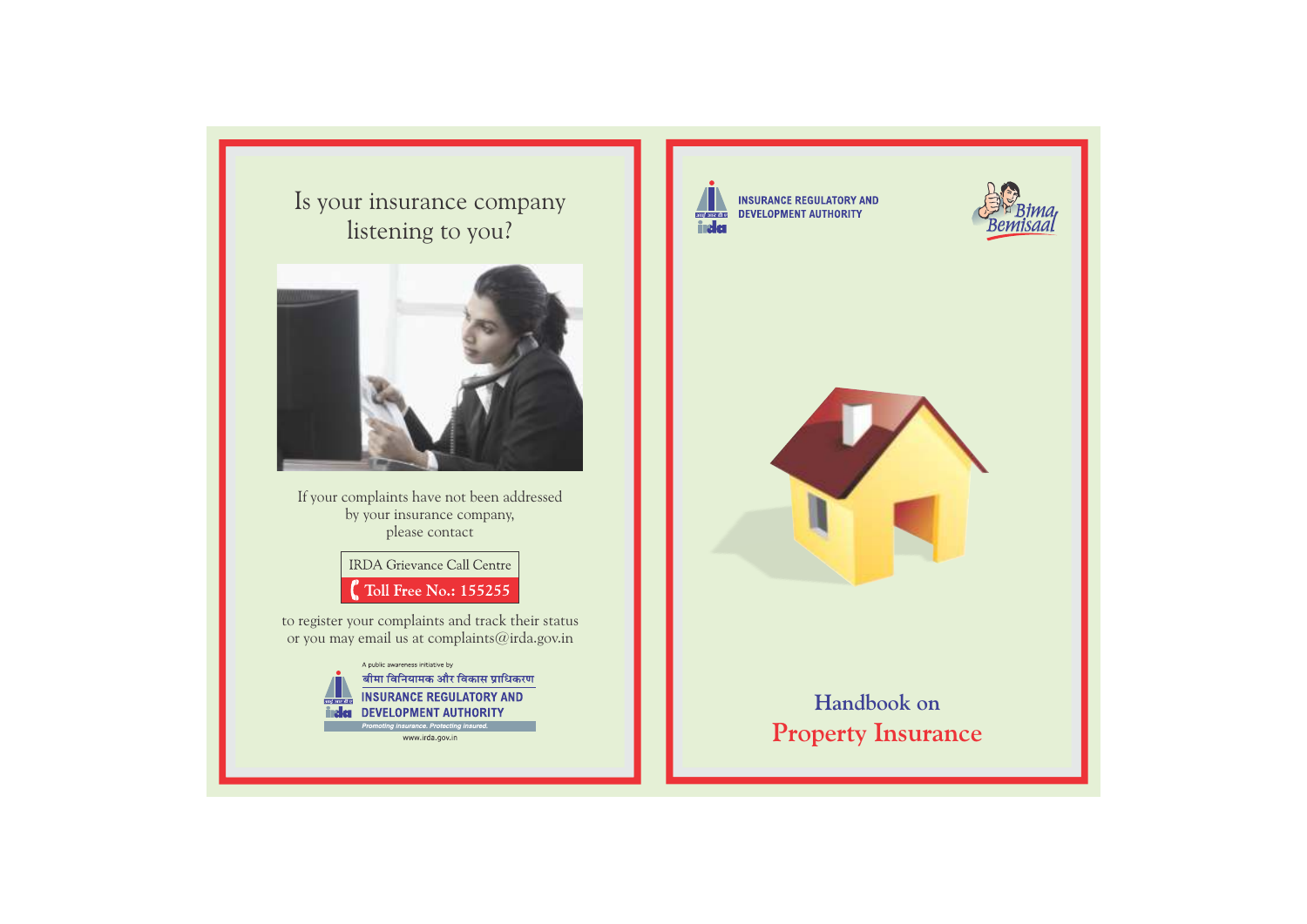# Is your insurance company listening to you?

If your complaints have not been addressed by your insurance company, please contact

**IRDA Grievance Call Centre**

**Toll Free No.: 155255**

to register your complaints and track their status or you may email us at complaints@irda.gov.in

A public awareness initiative by

बीमा विनियामक और विकास प्राधिकरण

INSURANCE REGULATORY AND DEVELOPMENT AUTHORITY

*Promoting insurance. Protecting insured.*

www.irda.gov.in

---

INSURANCE REGULATORY AND DEVELOPMENT AUTHORITY

Bima Bemisaal

# Handbook on Property Insurance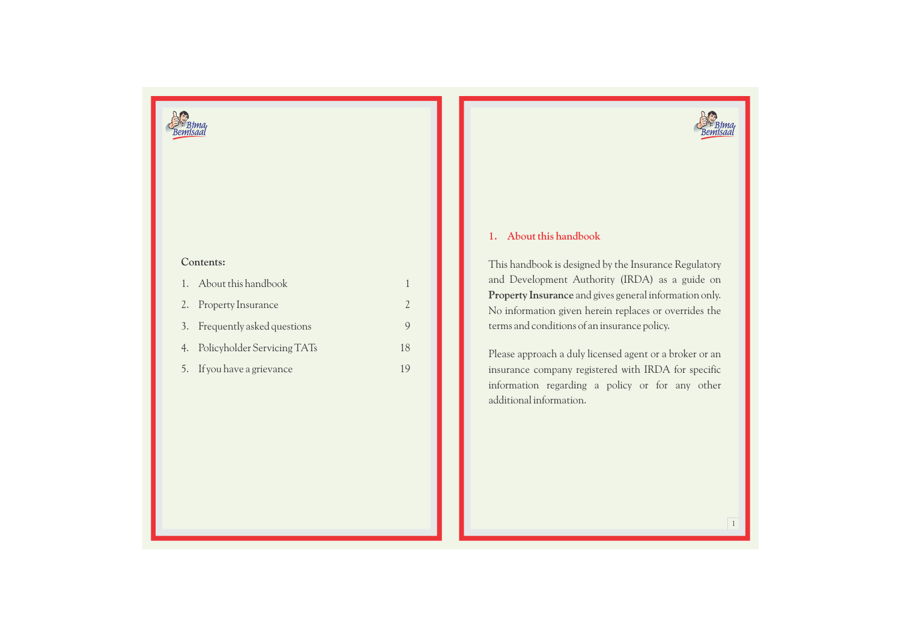**Contents:**

| | | |
|---|---|---|
| 1. | About this handbook | 1 |
| 2. | Property Insurance | 2 |
| 3. | Frequently asked questions | 9 |
| 4. | Policyholder Servicing TATs | 18 |
| 5. | If you have a grievance | 19 |

## 1. About this handbook

This handbook is designed by the Insurance Regulatory and Development Authority (IRDA) as a guide on **Property Insurance** and gives general information only. No information given herein replaces or overrides the terms and conditions of an insurance policy.

Please approach a duly licensed agent or a broker or an insurance company registered with IRDA for specific information regarding a policy or for any other additional information.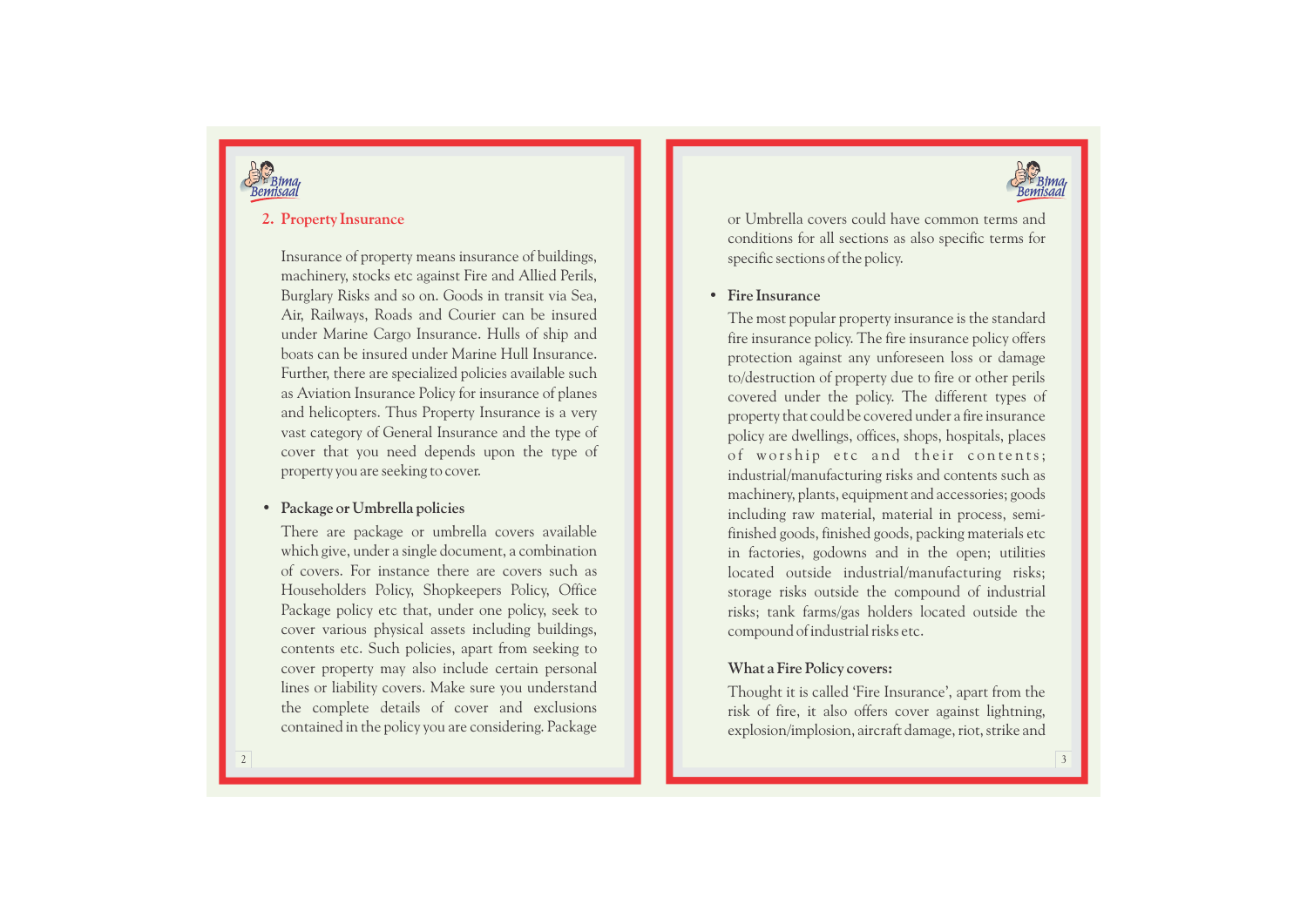## 2. Property Insurance

Insurance of property means insurance of buildings, machinery, stocks etc against Fire and Allied Perils, Burglary Risks and so on. Goods in transit via Sea, Air, Railways, Roads and Courier can be insured under Marine Cargo Insurance. Hulls of ship and boats can be insured under Marine Hull Insurance. Further, there are specialized policies available such as Aviation Insurance Policy for insurance of planes and helicopters. Thus Property Insurance is a very vast category of General Insurance and the type of cover that you need depends upon the type of property you are seeking to cover.

- **Package or Umbrella policies**

  There are package or umbrella covers available which give, under a single document, a combination of covers. For instance there are covers such as Householders Policy, Shopkeepers Policy, Office Package policy etc that, under one policy, seek to cover various physical assets including buildings, contents etc. Such policies, apart from seeking to cover property may also include certain personal lines or liability covers. Make sure you understand the complete details of cover and exclusions contained in the policy you are considering. Package or Umbrella covers could have common terms and conditions for all sections as also specific terms for specific sections of the policy.

- **Fire Insurance**

  The most popular property insurance is the standard fire insurance policy. The fire insurance policy offers protection against any unforeseen loss or damage to/destruction of property due to fire or other perils covered under the policy. The different types of property that could be covered under a fire insurance policy are dwellings, offices, shops, hospitals, places of worship etc and their contents; industrial/manufacturing risks and contents such as machinery, plants, equipment and accessories; goods including raw material, material in process, semi-finished goods, finished goods, packing materials etc in factories, godowns and in the open; utilities located outside industrial/manufacturing risks; storage risks outside the compound of industrial risks; tank farms/gas holders located outside the compound of industrial risks etc.

**What a Fire Policy covers:**

Thought it is called 'Fire Insurance', apart from the risk of fire, it also offers cover against lightning, explosion/implosion, aircraft damage, riot, strike and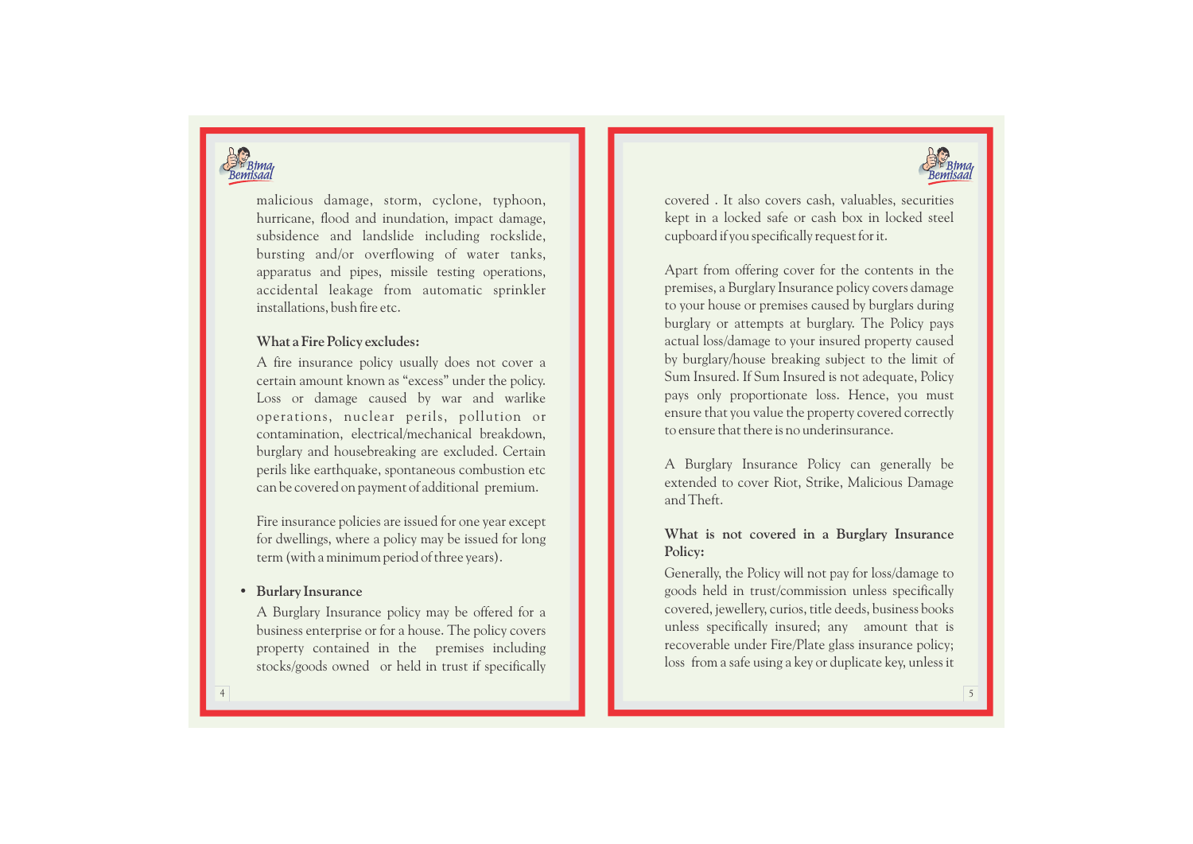malicious damage, storm, cyclone, typhoon, hurricane, flood and inundation, impact damage, subsidence and landslide including rockslide, bursting and/or overflowing of water tanks, apparatus and pipes, missile testing operations, accidental leakage from automatic sprinkler installations, bush fire etc.

**What a Fire Policy excludes:**

A fire insurance policy usually does not cover a certain amount known as "excess" under the policy. Loss or damage caused by war and warlike operations, nuclear perils, pollution or contamination, electrical/mechanical breakdown, burglary and housebreaking are excluded. Certain perils like earthquake, spontaneous combustion etc can be covered on payment of additional premium.

Fire insurance policies are issued for one year except for dwellings, where a policy may be issued for long term (with a minimum period of three years).

- **Burlary Insurance**

  A Burglary Insurance policy may be offered for a business enterprise or for a house. The policy covers property contained in the premises including stocks/goods owned or held in trust if specifically covered . It also covers cash, valuables, securities kept in a locked safe or cash box in locked steel cupboard if you specifically request for it.

  Apart from offering cover for the contents in the premises, a Burglary Insurance policy covers damage to your house or premises caused by burglars during burglary or attempts at burglary. The Policy pays actual loss/damage to your insured property caused by burglary/house breaking subject to the limit of Sum Insured. If Sum Insured is not adequate, Policy pays only proportionate loss. Hence, you must ensure that you value the property covered correctly to ensure that there is no underinsurance.

  A Burglary Insurance Policy can generally be extended to cover Riot, Strike, Malicious Damage and Theft.

**What is not covered in a Burglary Insurance Policy:**

Generally, the Policy will not pay for loss/damage to goods held in trust/commission unless specifically covered, jewellery, curios, title deeds, business books unless specifically insured; any amount that is recoverable under Fire/Plate glass insurance policy; loss from a safe using a key or duplicate key, unless it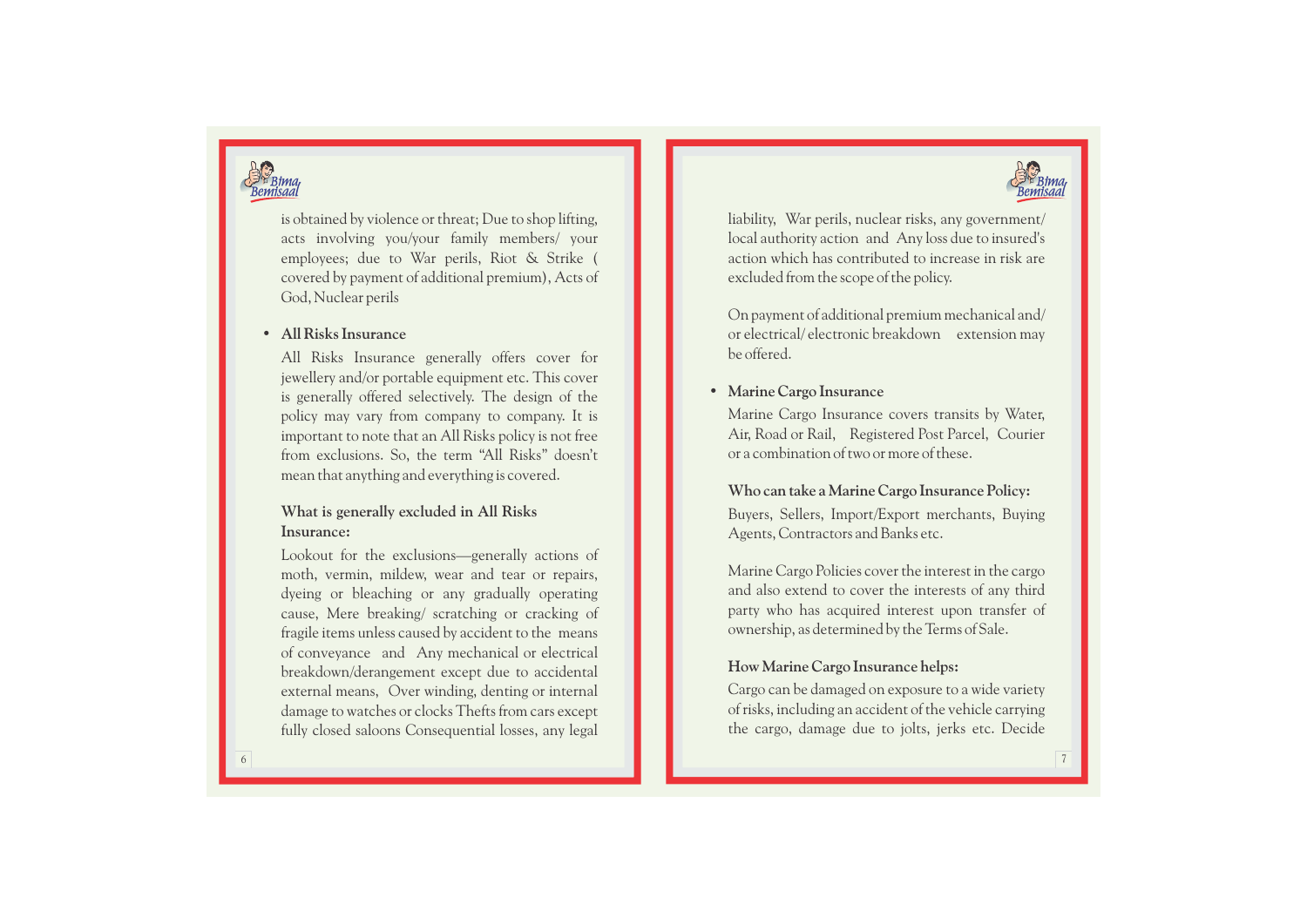is obtained by violence or threat; Due to shop lifting, acts involving you/your family members/ your employees; due to War perils, Riot & Strike ( covered by payment of additional premium), Acts of God, Nuclear perils

- **All Risks Insurance**

  All Risks Insurance generally offers cover for jewellery and/or portable equipment etc. This cover is generally offered selectively. The design of the policy may vary from company to company. It is important to note that an All Risks policy is not free from exclusions. So, the term "All Risks" doesn't mean that anything and everything is covered.

  **What is generally excluded in All Risks Insurance:**

  Lookout for the exclusions—generally actions of moth, vermin, mildew, wear and tear or repairs, dyeing or bleaching or any gradually operating cause, Mere breaking/ scratching or cracking of fragile items unless caused by accident to the means of conveyance and Any mechanical or electrical breakdown/derangement except due to accidental external means, Over winding, denting or internal damage to watches or clocks Thefts from cars except fully closed saloons Consequential losses, any legal liability, War perils, nuclear risks, any government/ local authority action and Any loss due to insured's action which has contributed to increase in risk are excluded from the scope of the policy.

  On payment of additional premium mechanical and/ or electrical/ electronic breakdown extension may be offered.

- **Marine Cargo Insurance**

  Marine Cargo Insurance covers transits by Water, Air, Road or Rail, Registered Post Parcel, Courier or a combination of two or more of these.

  **Who can take a Marine Cargo Insurance Policy:**

  Buyers, Sellers, Import/Export merchants, Buying Agents, Contractors and Banks etc.

  Marine Cargo Policies cover the interest in the cargo and also extend to cover the interests of any third party who has acquired interest upon transfer of ownership, as determined by the Terms of Sale.

  **How Marine Cargo Insurance helps:**

  Cargo can be damaged on exposure to a wide variety of risks, including an accident of the vehicle carrying the cargo, damage due to jolts, jerks etc. Decide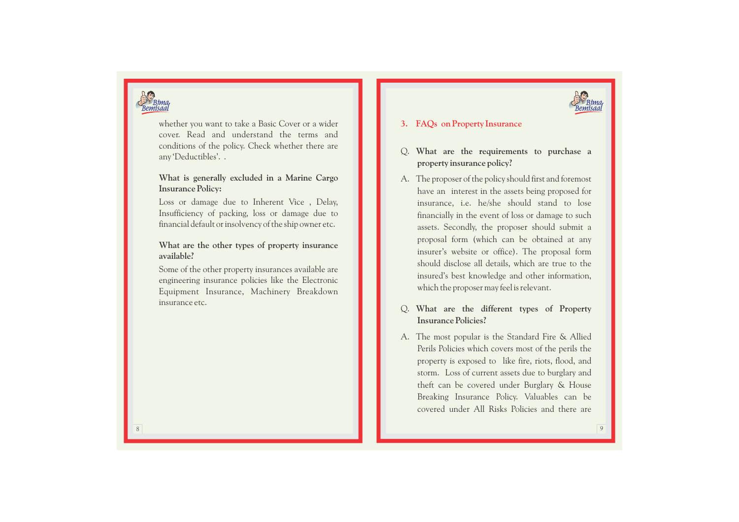whether you want to take a Basic Cover or a wider cover. Read and understand the terms and conditions of the policy. Check whether there are any 'Deductibles'. .

**What is generally excluded in a Marine Cargo Insurance Policy:**

Loss or damage due to Inherent Vice , Delay, Insufficiency of packing, loss or damage due to financial default or insolvency of the ship owner etc.

**What are the other types of property insurance available?**

Some of the other property insurances available are engineering insurance policies like the Electronic Equipment Insurance, Machinery Breakdown insurance etc.

## 3. FAQs on Property Insurance

**Q. What are the requirements to purchase a property insurance policy?**

A. The proposer of the policy should first and foremost have an interest in the assets being proposed for insurance, i.e. he/she should stand to lose financially in the event of loss or damage to such assets. Secondly, the proposer should submit a proposal form (which can be obtained at any insurer's website or office). The proposal form should disclose all details, which are true to the insured's best knowledge and other information, which the proposer may feel is relevant.

**Q. What are the different types of Property Insurance Policies?**

A. The most popular is the Standard Fire & Allied Perils Policies which covers most of the perils the property is exposed to like fire, riots, flood, and storm. Loss of current assets due to burglary and theft can be covered under Burglary & House Breaking Insurance Policy. Valuables can be covered under All Risks Policies and there are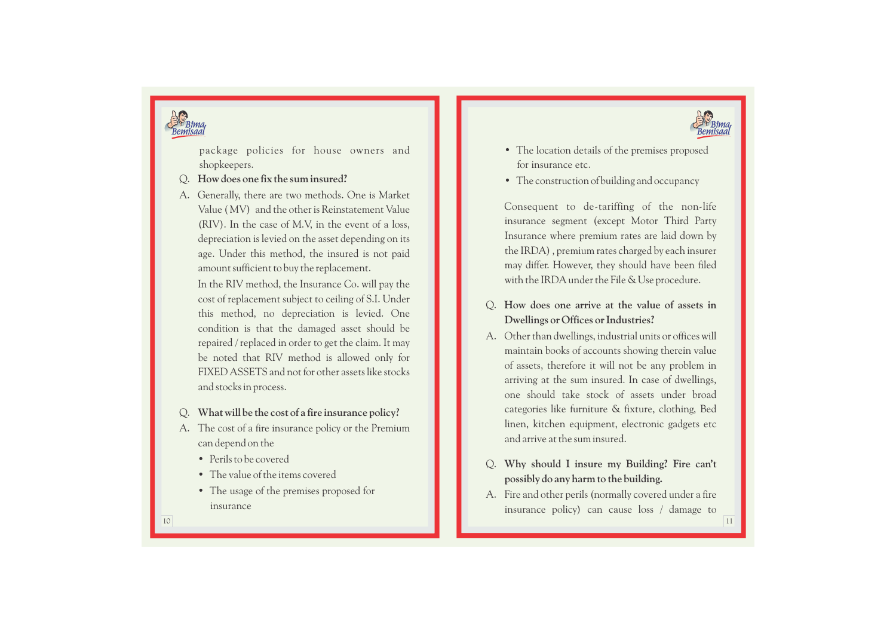package policies for house owners and shopkeepers.

Q. **How does one fix the sum insured?**

A. Generally, there are two methods. One is Market Value (MV) and the other is Reinstatement Value (RIV). In the case of M.V, in the event of a loss, depreciation is levied on the asset depending on its age. Under this method, the insured is not paid amount sufficient to buy the replacement.

In the RIV method, the Insurance Co. will pay the cost of replacement subject to ceiling of S.I. Under this method, no depreciation is levied. One condition is that the damaged asset should be repaired / replaced in order to get the claim. It may be noted that RIV method is allowed only for FIXED ASSETS and not for other assets like stocks and stocks in process.

Q. **What will be the cost of a fire insurance policy?**

A. The cost of a fire insurance policy or the Premium can depend on the

- Perils to be covered
- The value of the items covered
- The usage of the premises proposed for insurance
- The location details of the premises proposed for insurance etc.
- The construction of building and occupancy

Consequent to de-tariffing of the non-life insurance segment (except Motor Third Party Insurance where premium rates are laid down by the IRDA) , premium rates charged by each insurer may differ. However, they should have been filed with the IRDA under the File & Use procedure.

Q. **How does one arrive at the value of assets in Dwellings or Offices or Industries?**

A. Other than dwellings, industrial units or offices will maintain books of accounts showing therein value of assets, therefore it will not be any problem in arriving at the sum insured. In case of dwellings, one should take stock of assets under broad categories like furniture & fixture, clothing, Bed linen, kitchen equipment, electronic gadgets etc and arrive at the sum insured.

Q. **Why should I insure my Building? Fire can't possibly do any harm to the building.**

A. Fire and other perils (normally covered under a fire insurance policy) can cause loss / damage to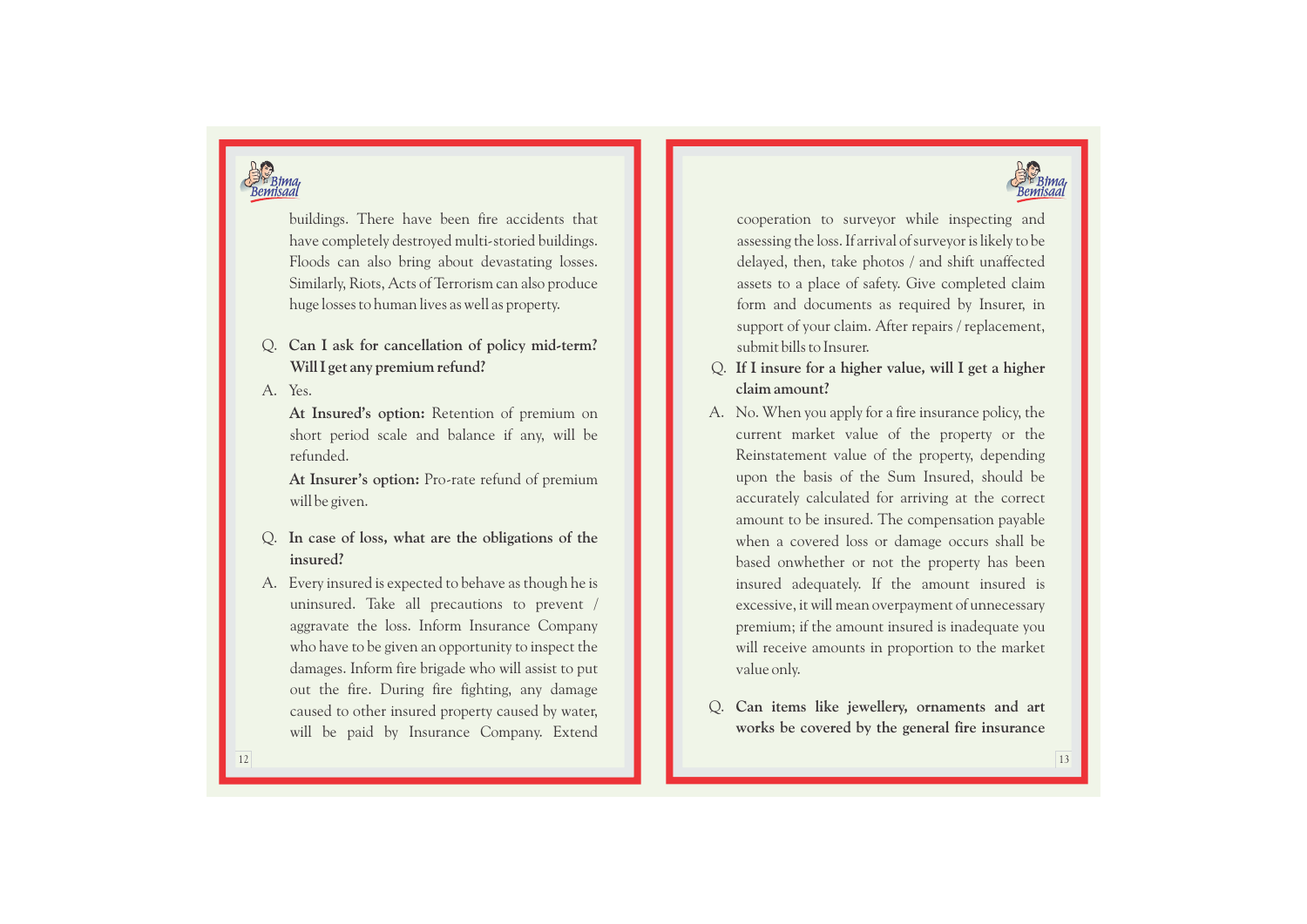buildings. There have been fire accidents that have completely destroyed multi-storied buildings. Floods can also bring about devastating losses. Similarly, Riots, Acts of Terrorism can also produce huge losses to human lives as well as property.

Q. **Can I ask for cancellation of policy mid-term? Will I get any premium refund?**

A. Yes.

**At Insured's option:** Retention of premium on short period scale and balance if any, will be refunded.

**At Insurer's option:** Pro-rate refund of premium will be given.

Q. **In case of loss, what are the obligations of the insured?**

A. Every insured is expected to behave as though he is uninsured. Take all precautions to prevent / aggravate the loss. Inform Insurance Company who have to be given an opportunity to inspect the damages. Inform fire brigade who will assist to put out the fire. During fire fighting, any damage caused to other insured property caused by water, will be paid by Insurance Company. Extend cooperation to surveyor while inspecting and assessing the loss. If arrival of surveyor is likely to be delayed, then, take photos / and shift unaffected assets to a place of safety. Give completed claim form and documents as required by Insurer, in support of your claim. After repairs / replacement, submit bills to Insurer.

Q. **If I insure for a higher value, will I get a higher claim amount?**

A. No. When you apply for a fire insurance policy, the current market value of the property or the Reinstatement value of the property, depending upon the basis of the Sum Insured, should be accurately calculated for arriving at the correct amount to be insured. The compensation payable when a covered loss or damage occurs shall be based onwhether or not the property has been insured adequately. If the amount insured is excessive, it will mean overpayment of unnecessary premium; if the amount insured is inadequate you will receive amounts in proportion to the market value only.

Q. **Can items like jewellery, ornaments and art works be covered by the general fire insurance**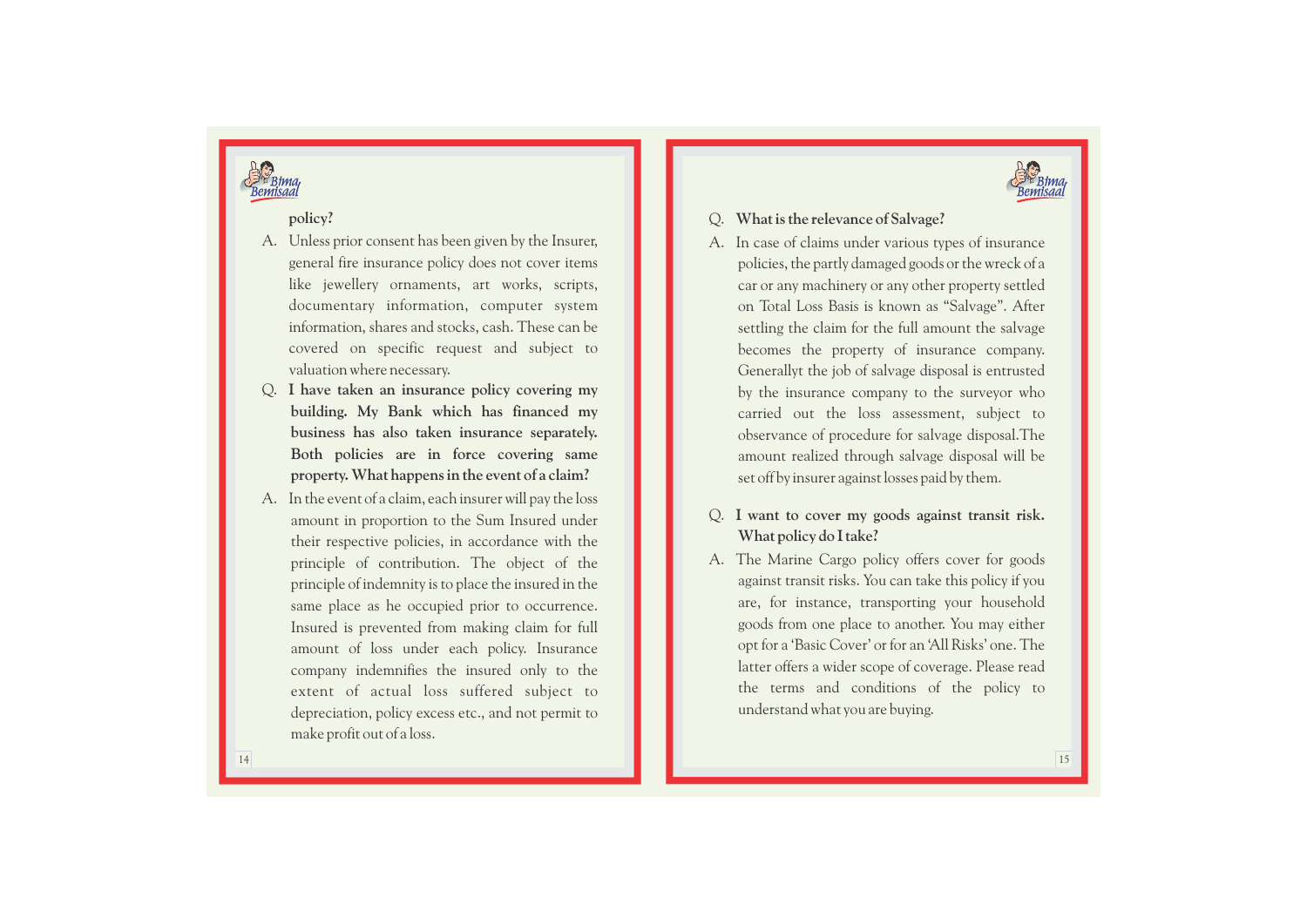policy?

A. Unless prior consent has been given by the Insurer, general fire insurance policy does not cover items like jewellery ornaments, art works, scripts, documentary information, computer system information, shares and stocks, cash. These can be covered on specific request and subject to valuation where necessary.

**Q. I have taken an insurance policy covering my building. My Bank which has financed my business has also taken insurance separately. Both policies are in force covering same property. What happens in the event of a claim?**

A. In the event of a claim, each insurer will pay the loss amount in proportion to the Sum Insured under their respective policies, in accordance with the principle of contribution. The object of the principle of indemnity is to place the insured in the same place as he occupied prior to occurrence. Insured is prevented from making claim for full amount of loss under each policy. Insurance company indemnifies the insured only to the extent of actual loss suffered subject to depreciation, policy excess etc., and not permit to make profit out of a loss.

**Q. What is the relevance of Salvage?**

A. In case of claims under various types of insurance policies, the partly damaged goods or the wreck of a car or any machinery or any other property settled on Total Loss Basis is known as "Salvage". After settling the claim for the full amount the salvage becomes the property of insurance company. Generallyt the job of salvage disposal is entrusted by the insurance company to the surveyor who carried out the loss assessment, subject to observance of procedure for salvage disposal.The amount realized through salvage disposal will be set off by insurer against losses paid by them.

**Q. I want to cover my goods against transit risk. What policy do I take?**

A. The Marine Cargo policy offers cover for goods against transit risks. You can take this policy if you are, for instance, transporting your household goods from one place to another. You may either opt for a 'Basic Cover' or for an 'All Risks' one. The latter offers a wider scope of coverage. Please read the terms and conditions of the policy to understand what you are buying.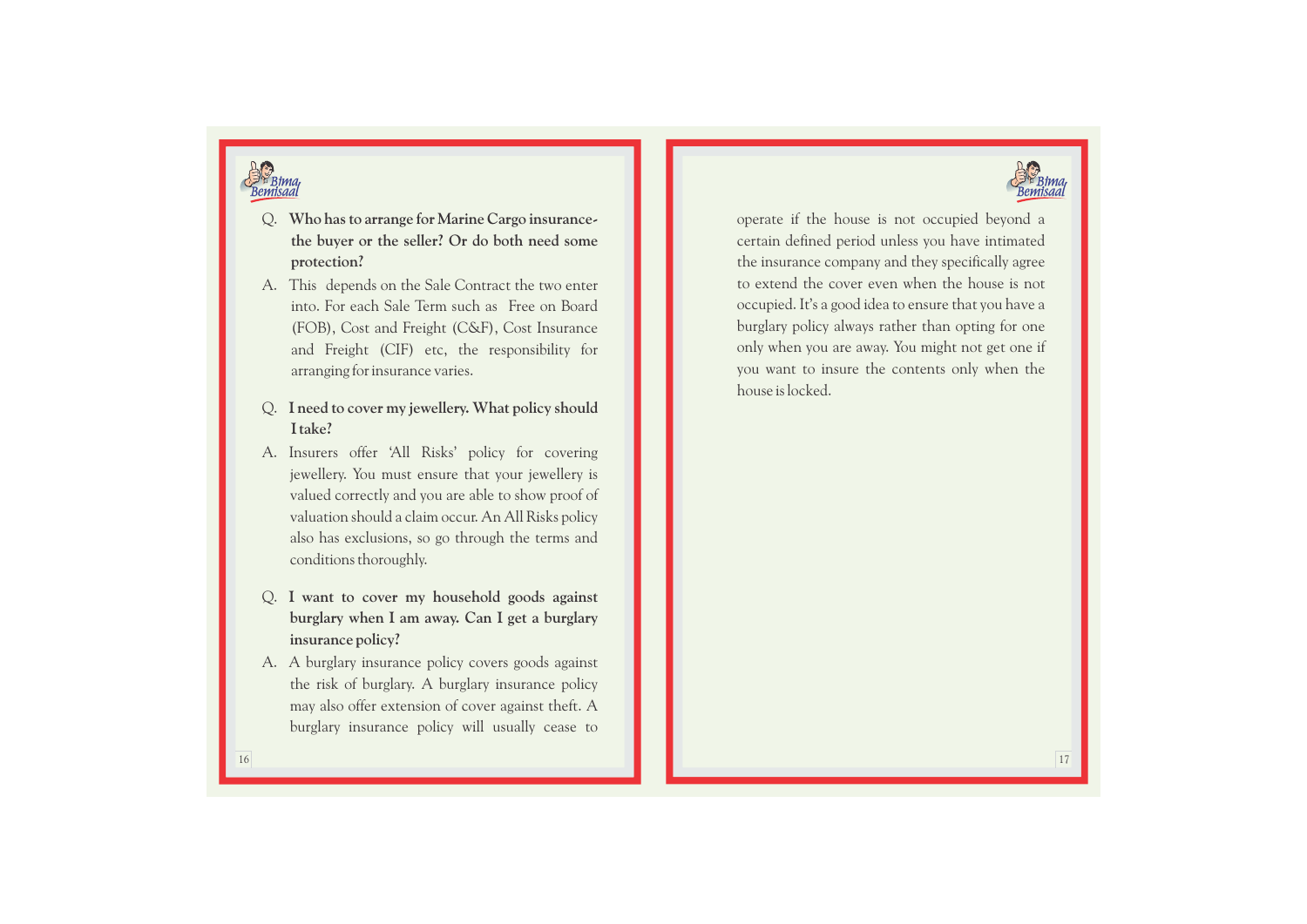**Q. Who has to arrange for Marine Cargo insurance- the buyer or the seller? Or do both need some protection?**

A. This depends on the Sale Contract the two enter into. For each Sale Term such as Free on Board (FOB), Cost and Freight (C&F), Cost Insurance and Freight (CIF) etc, the responsibility for arranging for insurance varies.

**Q. I need to cover my jewellery. What policy should I take?**

A. Insurers offer 'All Risks' policy for covering jewellery. You must ensure that your jewellery is valued correctly and you are able to show proof of valuation should a claim occur. An All Risks policy also has exclusions, so go through the terms and conditions thoroughly.

**Q. I want to cover my household goods against burglary when I am away. Can I get a burglary insurance policy?**

A. A burglary insurance policy covers goods against the risk of burglary. A burglary insurance policy may also offer extension of cover against theft. A burglary insurance policy will usually cease to operate if the house is not occupied beyond a certain defined period unless you have intimated the insurance company and they specifically agree to extend the cover even when the house is not occupied. It's a good idea to ensure that you have a burglary policy always rather than opting for one only when you are away. You might not get one if you want to insure the contents only when the house is locked.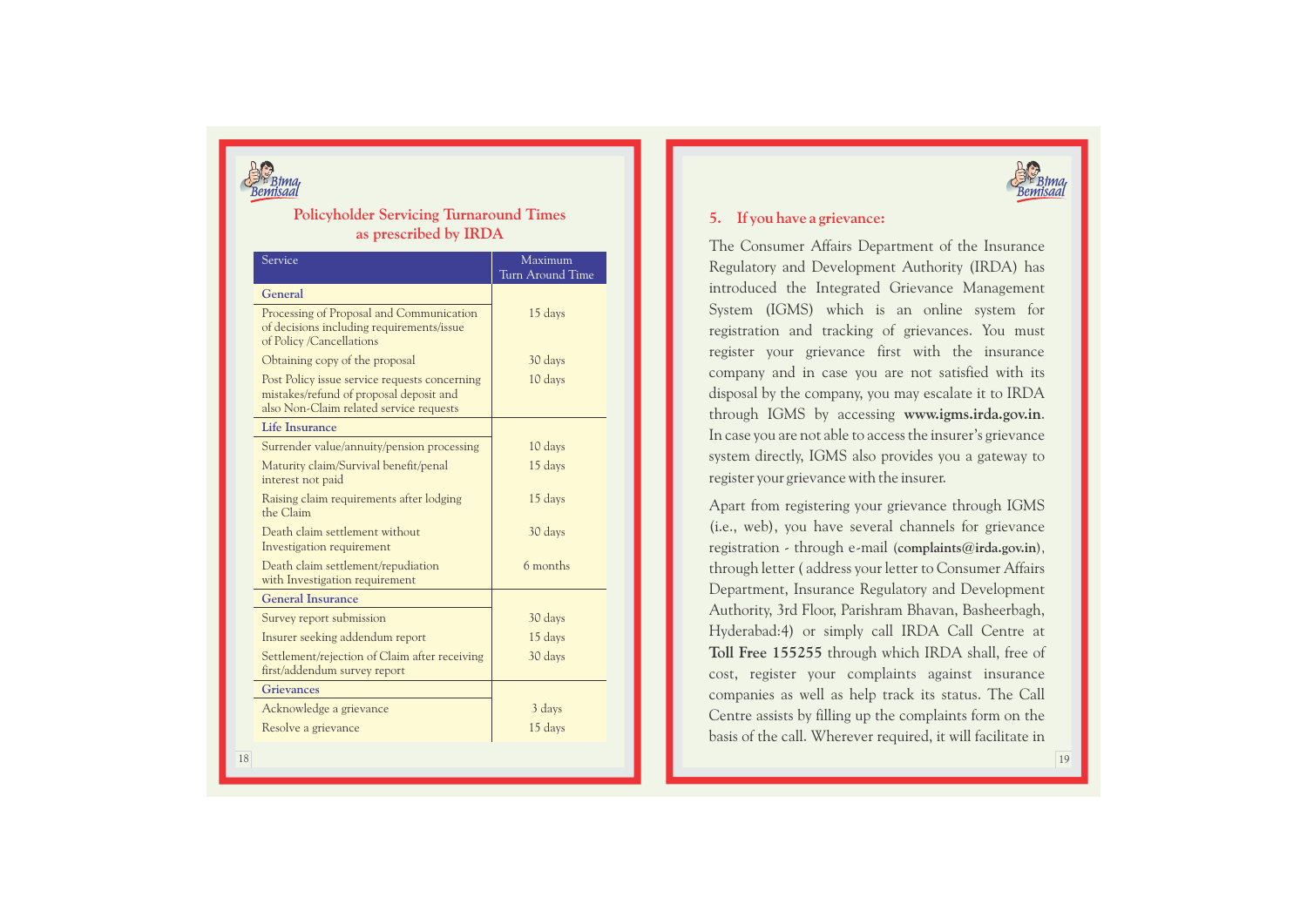## Policyholder Servicing Turnaround Times as prescribed by IRDA

| Service | Maximum Turn Around Time |
|---|---|
| **General** | |
| Processing of Proposal and Communication of decisions including requirements/issue of Policy /Cancellations | 15 days |
| Obtaining copy of the proposal | 30 days |
| Post Policy issue service requests concerning mistakes/refund of proposal deposit and also Non-Claim related service requests | 10 days |
| **Life Insurance** | |
| Surrender value/annuity/pension processing | 10 days |
| Maturity claim/Survival benefit/penal interest not paid | 15 days |
| Raising claim requirements after lodging the Claim | 15 days |
| Death claim settlement without Investigation requirement | 30 days |
| Death claim settlement/repudiation with Investigation requirement | 6 months |
| **General Insurance** | |
| Survey report submission | 30 days |
| Insurer seeking addendum report | 15 days |
| Settlement/rejection of Claim after receiving first/addendum survey report | 30 days |
| **Grievances** | |
| Acknowledge a grievance | 3 days |
| Resolve a grievance | 15 days |

## 5. If you have a grievance:

The Consumer Affairs Department of the Insurance Regulatory and Development Authority (IRDA) has introduced the Integrated Grievance Management System (IGMS) which is an online system for registration and tracking of grievances. You must register your grievance first with the insurance company and in case you are not satisfied with its disposal by the company, you may escalate it to IRDA through IGMS by accessing **www.igms.irda.gov.in**. In case you are not able to access the insurer's grievance system directly, IGMS also provides you a gateway to register your grievance with the insurer.

Apart from registering your grievance through IGMS (i.e., web), you have several channels for grievance registration - through e-mail (**complaints@irda.gov.in**), through letter ( address your letter to Consumer Affairs Department, Insurance Regulatory and Development Authority, 3rd Floor, Parishram Bhavan, Basheerbagh, Hyderabad:4) or simply call IRDA Call Centre at **Toll Free 155255** through which IRDA shall, free of cost, register your complaints against insurance companies as well as help track its status. The Call Centre assists by filling up the complaints form on the basis of the call. Wherever required, it will facilitate in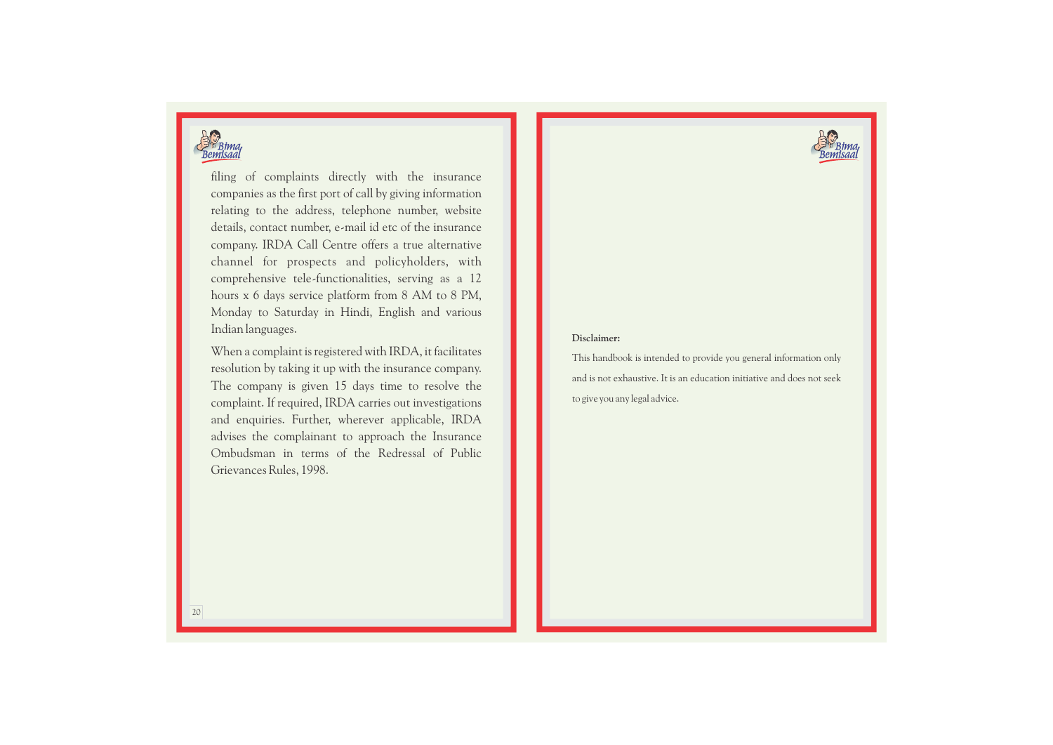filing of complaints directly with the insurance companies as the first port of call by giving information relating to the address, telephone number, website details, contact number, e-mail id etc of the insurance company. IRDA Call Centre offers a true alternative channel for prospects and policyholders, with comprehensive tele-functionalities, serving as a 12 hours x 6 days service platform from 8 AM to 8 PM, Monday to Saturday in Hindi, English and various Indian languages.

When a complaint is registered with IRDA, it facilitates resolution by taking it up with the insurance company. The company is given 15 days time to resolve the complaint. If required, IRDA carries out investigations and enquiries. Further, wherever applicable, IRDA advises the complainant to approach the Insurance Ombudsman in terms of the Redressal of Public Grievances Rules, 1998.

**Disclaimer:**

This handbook is intended to provide you general information only and is not exhaustive. It is an education initiative and does not seek to give you any legal advice.